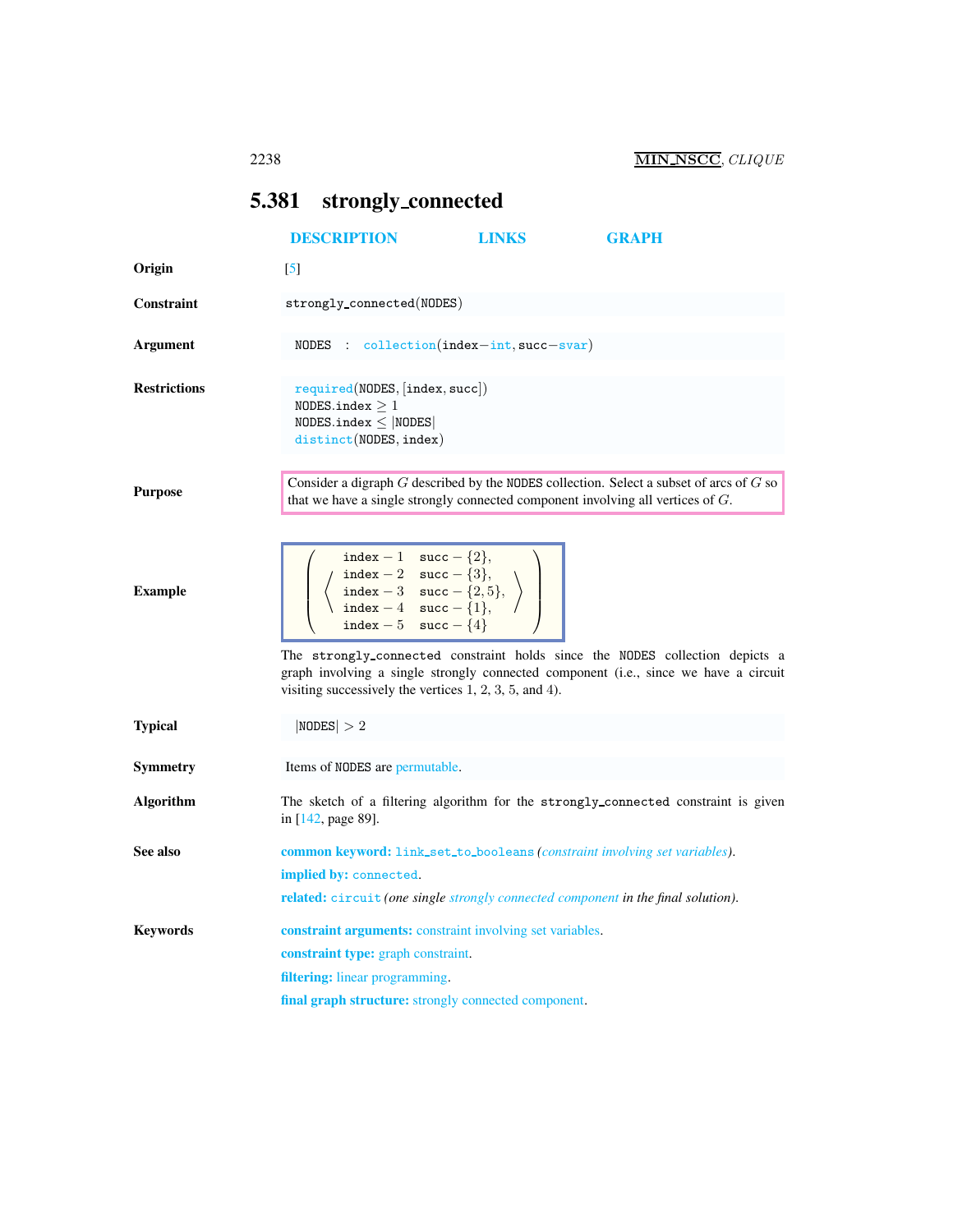## 5.381 strongly_connected

DESCRIPTION LINKS GRAPH

**Origin** [5]

**Constraint** strongly_connected(NODES)

**Argument** NODES : collection(index−int, succ−svar)

**Restrictions**
required(NODES, [index, succ])
NODES.index ≥ 1
NODES.index ≤ |NODES|
distinct(NODES, index)

**Purpose** Consider a digraph $G$ described by the NODES collection. Select a subset of arcs of $G$ so that we have a single strongly connected component involving all vertices of $G$.

**Example**

$$\left(\left\langle\begin{array}{ll} \texttt{index}-1 & \texttt{succ}-\{2\}, \\ \texttt{index}-2 & \texttt{succ}-\{3\}, \\ \texttt{index}-3 & \texttt{succ}-\{2,5\}, \\ \texttt{index}-4 & \texttt{succ}-\{1\}, \\ \texttt{index}-5 & \texttt{succ}-\{4\} \end{array}\right\rangle\right)$$

The strongly_connected constraint holds since the NODES collection depicts a graph involving a single strongly connected component (i.e., since we have a circuit visiting successively the vertices 1, 2, 3, 5, and 4).

**Typical** |NODES| > 2

**Symmetry** Items of NODES are permutable.

**Algorithm** The sketch of a filtering algorithm for the strongly_connected constraint is given in [142, page 89].

**See also**
**common keyword:** link_set_to_booleans *(constraint involving set variables)*.
**implied by:** connected.
**related:** circuit *(one single strongly connected component in the final solution)*.

**Keywords**
**constraint arguments:** constraint involving set variables.
**constraint type:** graph constraint.
**filtering:** linear programming.
**final graph structure:** strongly connected component.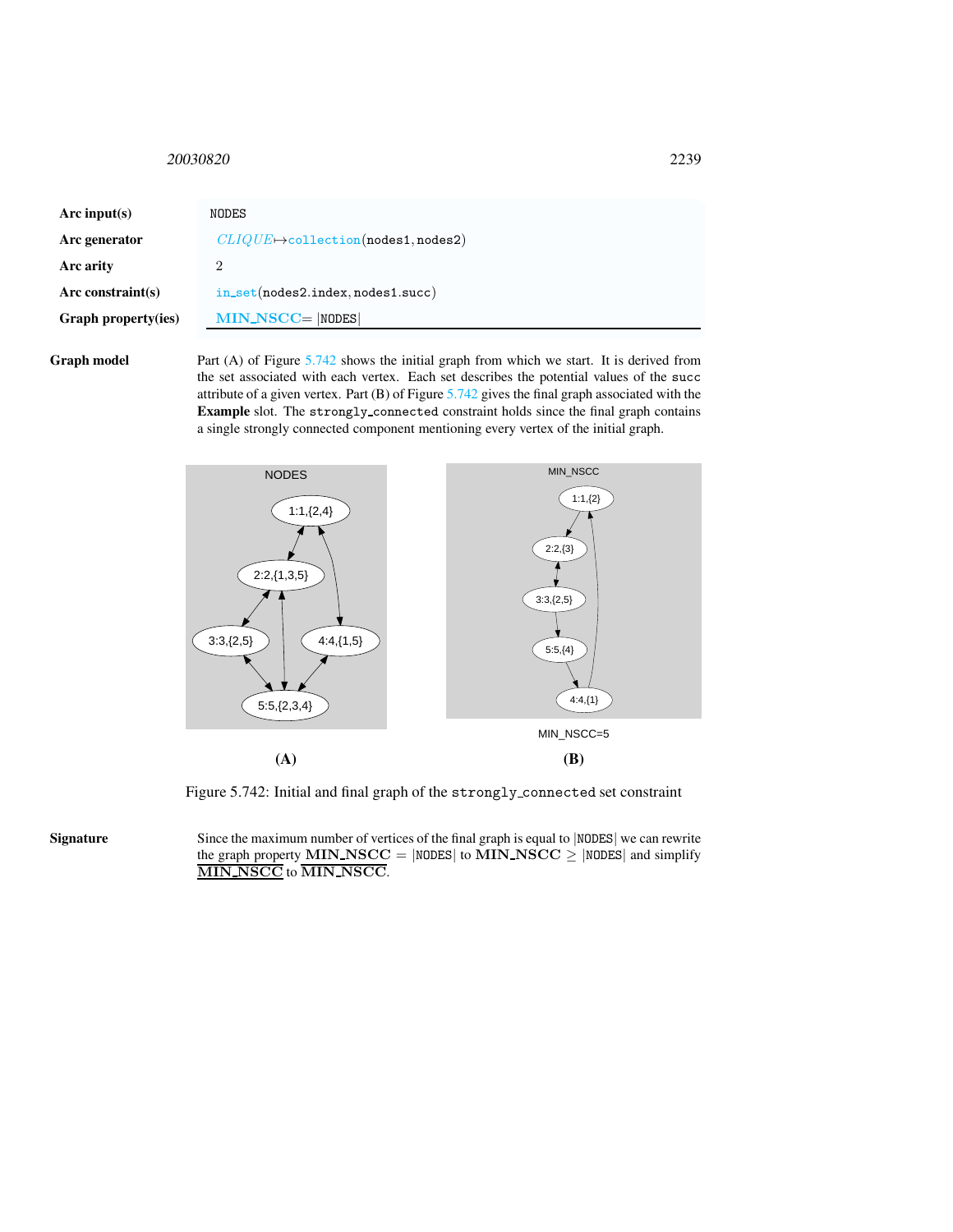| | |
|---|---|
| **Arc input(s)** | NODES |
| **Arc generator** | *CLIQUE*↦collection(nodes1, nodes2) |
| **Arc arity** | 2 |
| **Arc constraint(s)** | in_set(nodes2.index, nodes1.succ) |
| **Graph property(ies)** | **MIN_NSCC**= \|NODES\| |

**Graph model**

Part (A) of Figure 5.742 shows the initial graph from which we start. It is derived from the set associated with each vertex. Each set describes the potential values of the succ attribute of a given vertex. Part (B) of Figure 5.742 gives the final graph associated with the **Example** slot. The strongly_connected constraint holds since the final graph contains a single strongly connected component mentioning every vertex of the initial graph.

NODES

1:1,{2,4}

2:2,{1,3,5}

3:3,{2,5}

4:4,{1,5}

5:5,{2,3,4}

MIN_NSCC

1:1,{2}

2:2,{3}

3:3,{2,5}

5:5,{4}

4:4,{1}

MIN_NSCC=5

**(A)** **(B)**

Figure 5.742: Initial and final graph of the strongly_connected set constraint

**Signature**

Since the maximum number of vertices of the final graph is equal to |NODES| we can rewrite the graph property **MIN_NSCC** = |NODES| to **MIN_NSCC** $\geq$ |NODES| and simplify $\underline{\textbf{MIN\_NSCC}}$ to $\overline{\textbf{MIN\_NSCC}}$.